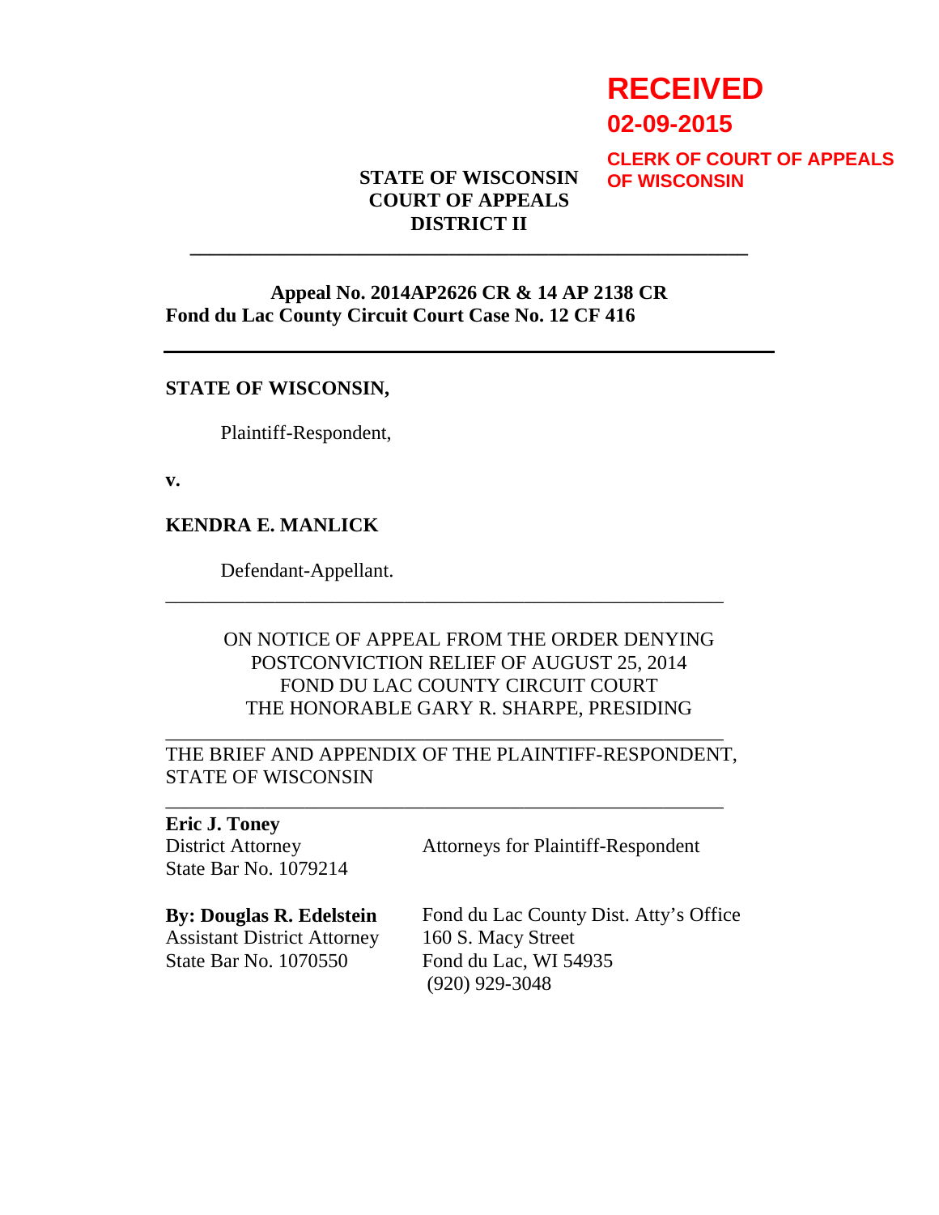**RECEIVED**
**02-09-2015**
**CLERK OF COURT OF APPEALS OF WISCONSIN**

**STATE OF WISCONSIN**
**COURT OF APPEALS**
**DISTRICT II**

---

**Appeal No. 2014AP2626 CR & 14 AP 2138 CR**
**Fond du Lac County Circuit Court Case No. 12 CF 416**

---

**STATE OF WISCONSIN,**

Plaintiff-Respondent,

**v.**

**KENDRA E. MANLICK**

Defendant-Appellant.

---

ON NOTICE OF APPEAL FROM THE ORDER DENYING POSTCONVICTION RELIEF OF AUGUST 25, 2014
FOND DU LAC COUNTY CIRCUIT COURT
THE HONORABLE GARY R. SHARPE, PRESIDING

---

THE BRIEF AND APPENDIX OF THE PLAINTIFF-RESPONDENT, STATE OF WISCONSIN

---

**Eric J. Toney**
District Attorney
State Bar No. 1079214

Attorneys for Plaintiff-Respondent

**By: Douglas R. Edelstein**
Assistant District Attorney
State Bar No. 1070550

Fond du Lac County Dist. Atty's Office
160 S. Macy Street
Fond du Lac, WI 54935
(920) 929-3048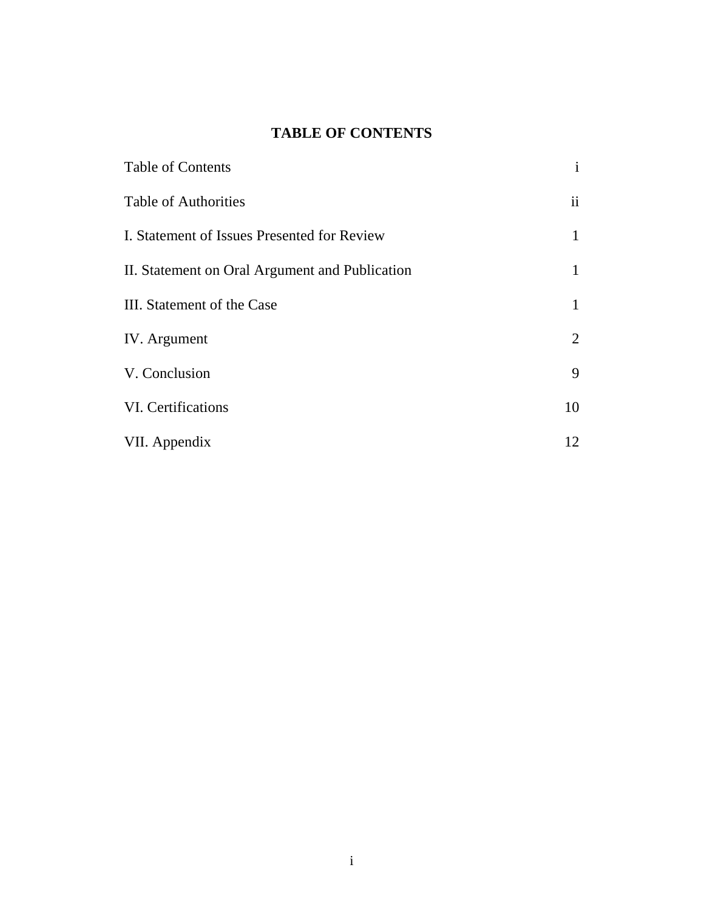# TABLE OF CONTENTS

| | |
|---|---|
| Table of Contents | i |
| Table of Authorities | ii |
| I. Statement of Issues Presented for Review | 1 |
| II. Statement on Oral Argument and Publication | 1 |
| III. Statement of the Case | 1 |
| IV. Argument | 2 |
| V. Conclusion | 9 |
| VI. Certifications | 10 |
| VII. Appendix | 12 |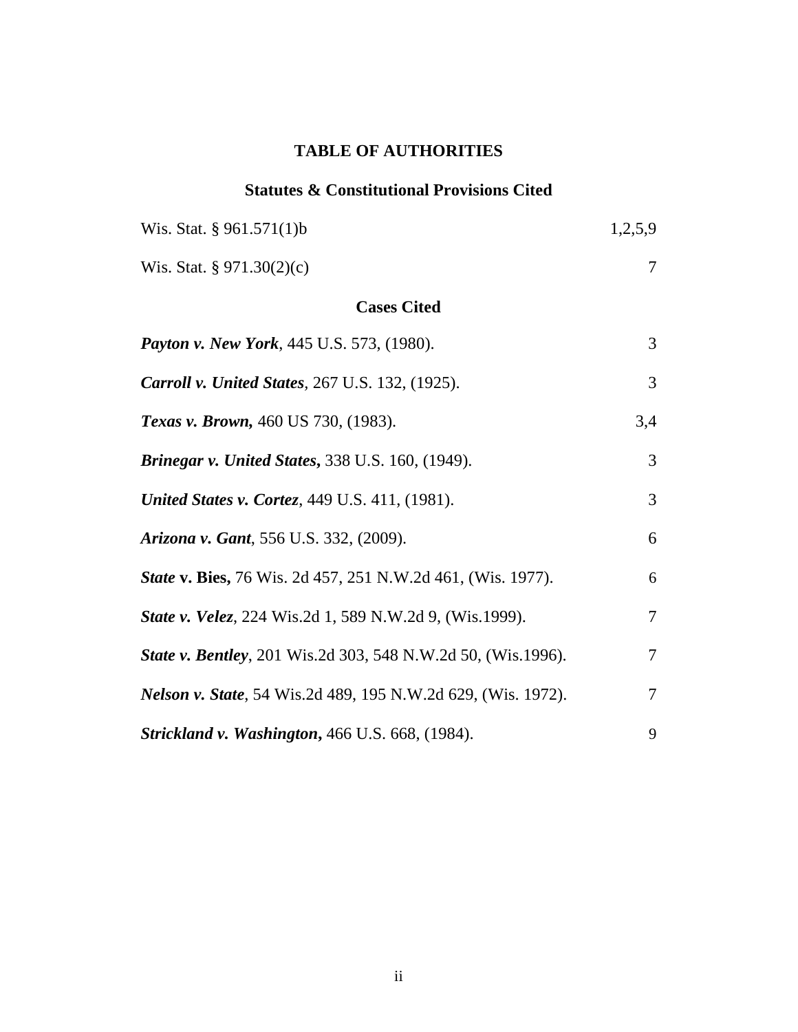# TABLE OF AUTHORITIES

## Statutes & Constitutional Provisions Cited

| | |
|---|---|
| Wis. Stat. § 961.571(1)b | 1,2,5,9 |
| Wis. Stat. § 971.30(2)(c) | 7 |

## Cases Cited

| | |
|---|---|
| ***Payton v. New York***, 445 U.S. 573, (1980). | 3 |
| ***Carroll v. United States***, 267 U.S. 132, (1925). | 3 |
| ***Texas v. Brown,*** 460 US 730, (1983). | 3,4 |
| ***Brinegar v. United States*****,** 338 U.S. 160, (1949). | 3 |
| ***United States v. Cortez***, 449 U.S. 411, (1981). | 3 |
| ***Arizona v. Gant***, 556 U.S. 332, (2009). | 6 |
| ***State* v. Bies,** 76 Wis. 2d 457, 251 N.W.2d 461, (Wis. 1977). | 6 |
| ***State v. Velez***, 224 Wis.2d 1, 589 N.W.2d 9, (Wis.1999). | 7 |
| ***State v. Bentley***, 201 Wis.2d 303, 548 N.W.2d 50, (Wis.1996). | 7 |
| ***Nelson v. State***, 54 Wis.2d 489, 195 N.W.2d 629, (Wis. 1972). | 7 |
| ***Strickland v. Washington*****,** 466 U.S. 668, (1984). | 9 |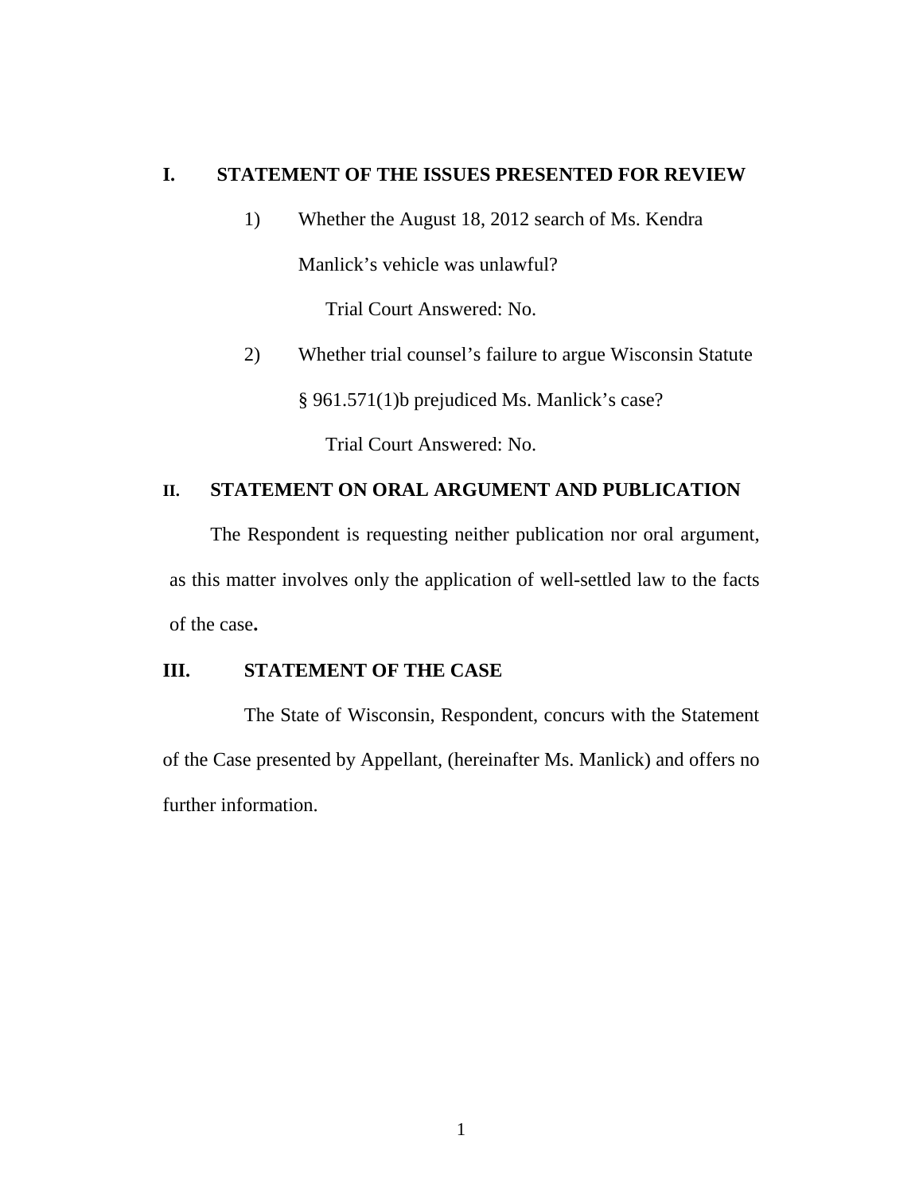## I. STATEMENT OF THE ISSUES PRESENTED FOR REVIEW

1) Whether the August 18, 2012 search of Ms. Kendra Manlick's vehicle was unlawful?

   Trial Court Answered: No.

2) Whether trial counsel's failure to argue Wisconsin Statute § 961.571(1)b prejudiced Ms. Manlick's case?

   Trial Court Answered: No.

## II. STATEMENT ON ORAL ARGUMENT AND PUBLICATION

The Respondent is requesting neither publication nor oral argument, as this matter involves only the application of well-settled law to the facts of the case**.**

## III. STATEMENT OF THE CASE

The State of Wisconsin, Respondent, concurs with the Statement of the Case presented by Appellant, (hereinafter Ms. Manlick) and offers no further information.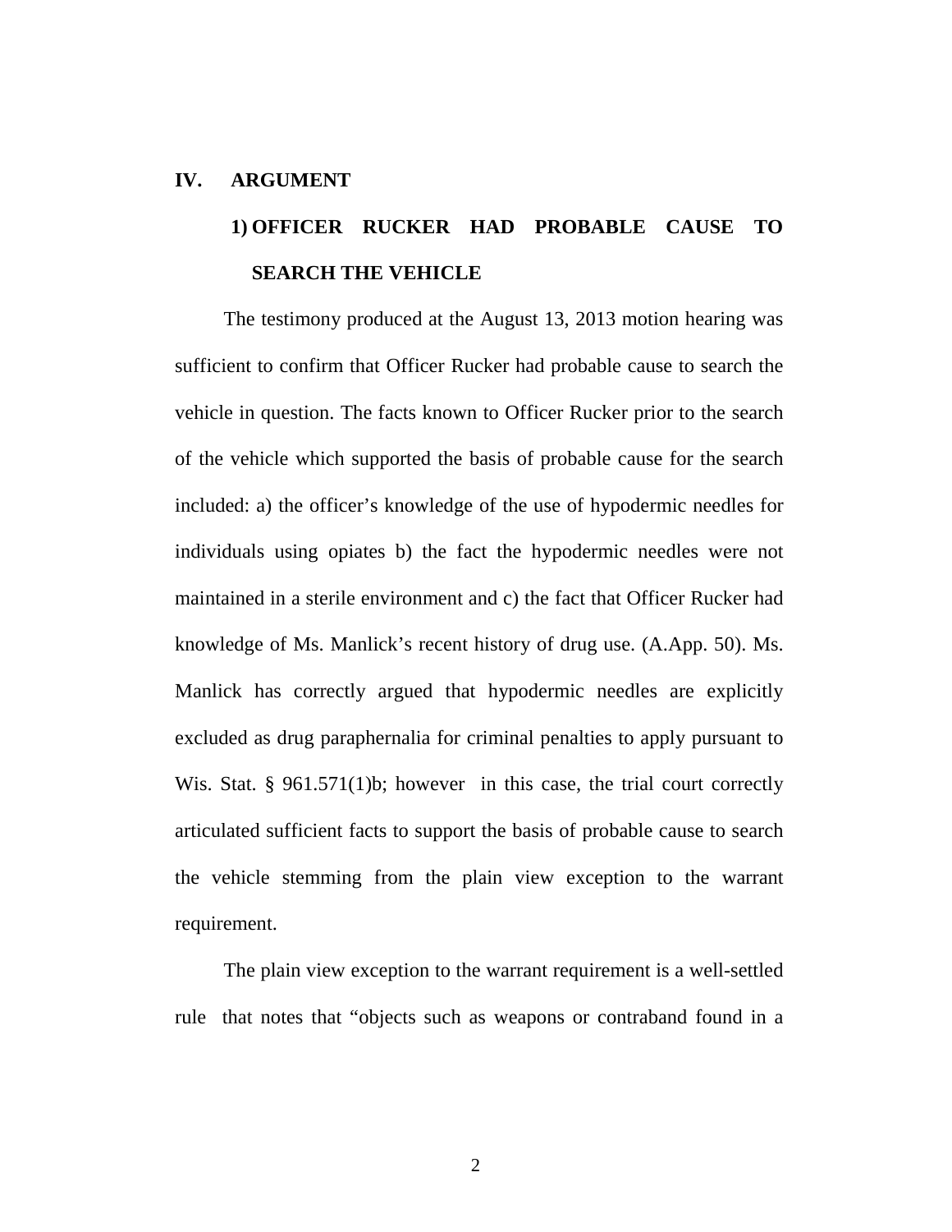## IV. ARGUMENT

### 1) OFFICER RUCKER HAD PROBABLE CAUSE TO SEARCH THE VEHICLE

The testimony produced at the August 13, 2013 motion hearing was sufficient to confirm that Officer Rucker had probable cause to search the vehicle in question. The facts known to Officer Rucker prior to the search of the vehicle which supported the basis of probable cause for the search included: a) the officer's knowledge of the use of hypodermic needles for individuals using opiates b) the fact the hypodermic needles were not maintained in a sterile environment and c) the fact that Officer Rucker had knowledge of Ms. Manlick's recent history of drug use. (A.App. 50). Ms. Manlick has correctly argued that hypodermic needles are explicitly excluded as drug paraphernalia for criminal penalties to apply pursuant to Wis. Stat. § 961.571(1)b; however in this case, the trial court correctly articulated sufficient facts to support the basis of probable cause to search the vehicle stemming from the plain view exception to the warrant requirement.

The plain view exception to the warrant requirement is a well-settled rule that notes that "objects such as weapons or contraband found in a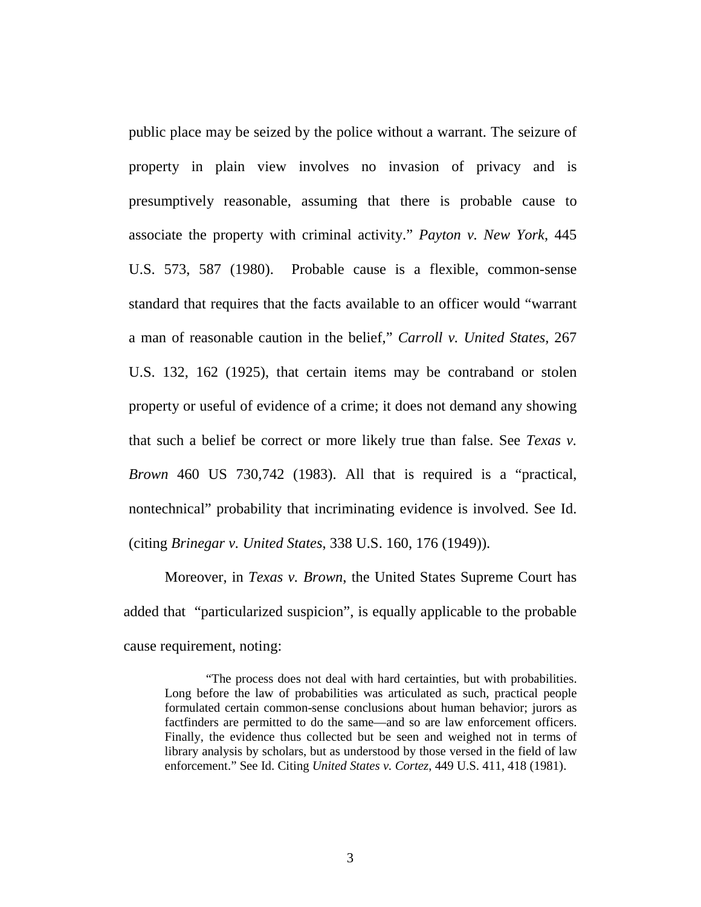public place may be seized by the police without a warrant. The seizure of property in plain view involves no invasion of privacy and is presumptively reasonable, assuming that there is probable cause to associate the property with criminal activity." *Payton v. New York*, 445 U.S. 573, 587 (1980). Probable cause is a flexible, common-sense standard that requires that the facts available to an officer would "warrant a man of reasonable caution in the belief," *Carroll v. United States,* 267 U.S. 132, 162 (1925), that certain items may be contraband or stolen property or useful of evidence of a crime; it does not demand any showing that such a belief be correct or more likely true than false. See *Texas v. Brown* 460 US 730,742 (1983). All that is required is a "practical, nontechnical" probability that incriminating evidence is involved. See Id. (citing *Brinegar v. United States*, 338 U.S. 160, 176 (1949)).

Moreover, in *Texas v. Brown*, the United States Supreme Court has added that "particularized suspicion", is equally applicable to the probable cause requirement, noting:

> "The process does not deal with hard certainties, but with probabilities. Long before the law of probabilities was articulated as such, practical people formulated certain common-sense conclusions about human behavior; jurors as factfinders are permitted to do the same—and so are law enforcement officers. Finally, the evidence thus collected but be seen and weighed not in terms of library analysis by scholars, but as understood by those versed in the field of law enforcement." See Id. Citing *United States v. Cortez*, 449 U.S. 411, 418 (1981).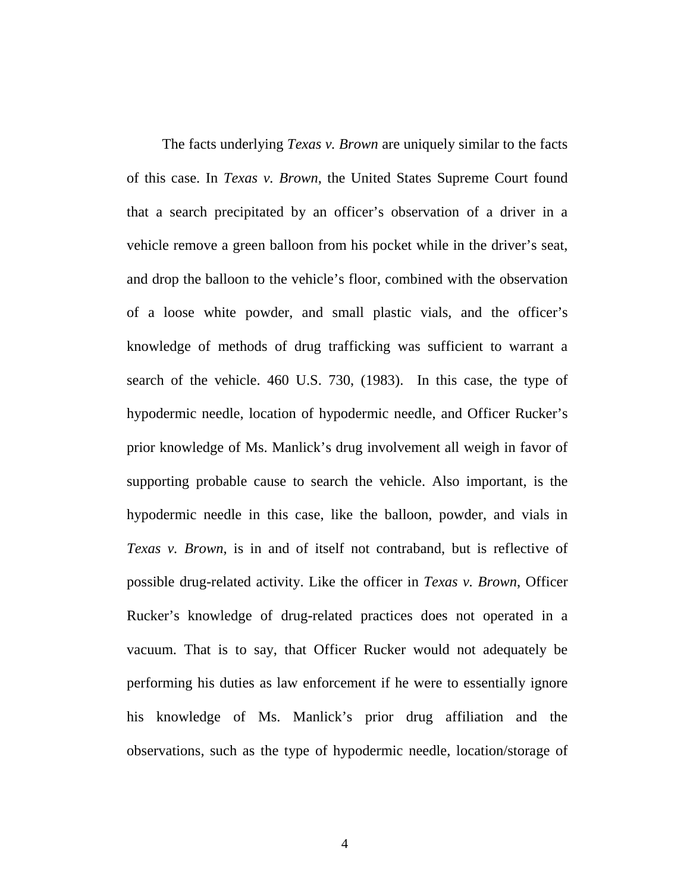The facts underlying *Texas v. Brown* are uniquely similar to the facts of this case. In *Texas v. Brown*, the United States Supreme Court found that a search precipitated by an officer's observation of a driver in a vehicle remove a green balloon from his pocket while in the driver's seat, and drop the balloon to the vehicle's floor, combined with the observation of a loose white powder, and small plastic vials, and the officer's knowledge of methods of drug trafficking was sufficient to warrant a search of the vehicle. 460 U.S. 730, (1983). In this case, the type of hypodermic needle, location of hypodermic needle, and Officer Rucker's prior knowledge of Ms. Manlick's drug involvement all weigh in favor of supporting probable cause to search the vehicle. Also important, is the hypodermic needle in this case, like the balloon, powder, and vials in *Texas v. Brown*, is in and of itself not contraband, but is reflective of possible drug-related activity. Like the officer in *Texas v. Brown*, Officer Rucker's knowledge of drug-related practices does not operated in a vacuum. That is to say, that Officer Rucker would not adequately be performing his duties as law enforcement if he were to essentially ignore his knowledge of Ms. Manlick's prior drug affiliation and the observations, such as the type of hypodermic needle, location/storage of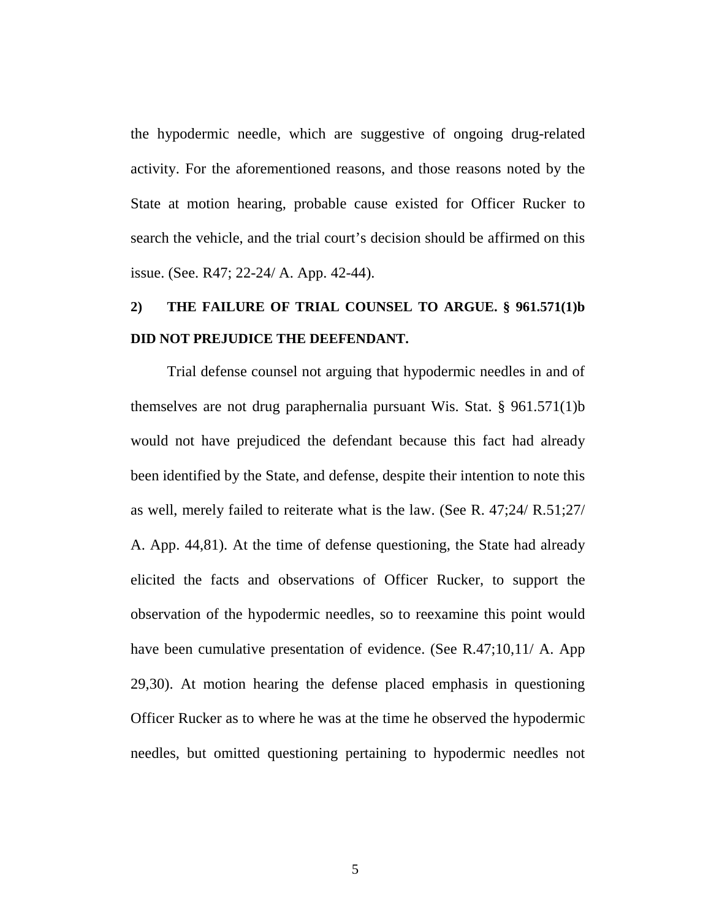the hypodermic needle, which are suggestive of ongoing drug-related activity. For the aforementioned reasons, and those reasons noted by the State at motion hearing, probable cause existed for Officer Rucker to search the vehicle, and the trial court's decision should be affirmed on this issue. (See. R47; 22-24/ A. App. 42-44).

## 2) THE FAILURE OF TRIAL COUNSEL TO ARGUE. § 961.571(1)b DID NOT PREJUDICE THE DEEFENDANT.

Trial defense counsel not arguing that hypodermic needles in and of themselves are not drug paraphernalia pursuant Wis. Stat. § 961.571(1)b would not have prejudiced the defendant because this fact had already been identified by the State, and defense, despite their intention to note this as well, merely failed to reiterate what is the law. (See R. 47;24/ R.51;27/ A. App. 44,81). At the time of defense questioning, the State had already elicited the facts and observations of Officer Rucker, to support the observation of the hypodermic needles, so to reexamine this point would have been cumulative presentation of evidence. (See R.47;10,11/ A. App 29,30). At motion hearing the defense placed emphasis in questioning Officer Rucker as to where he was at the time he observed the hypodermic needles, but omitted questioning pertaining to hypodermic needles not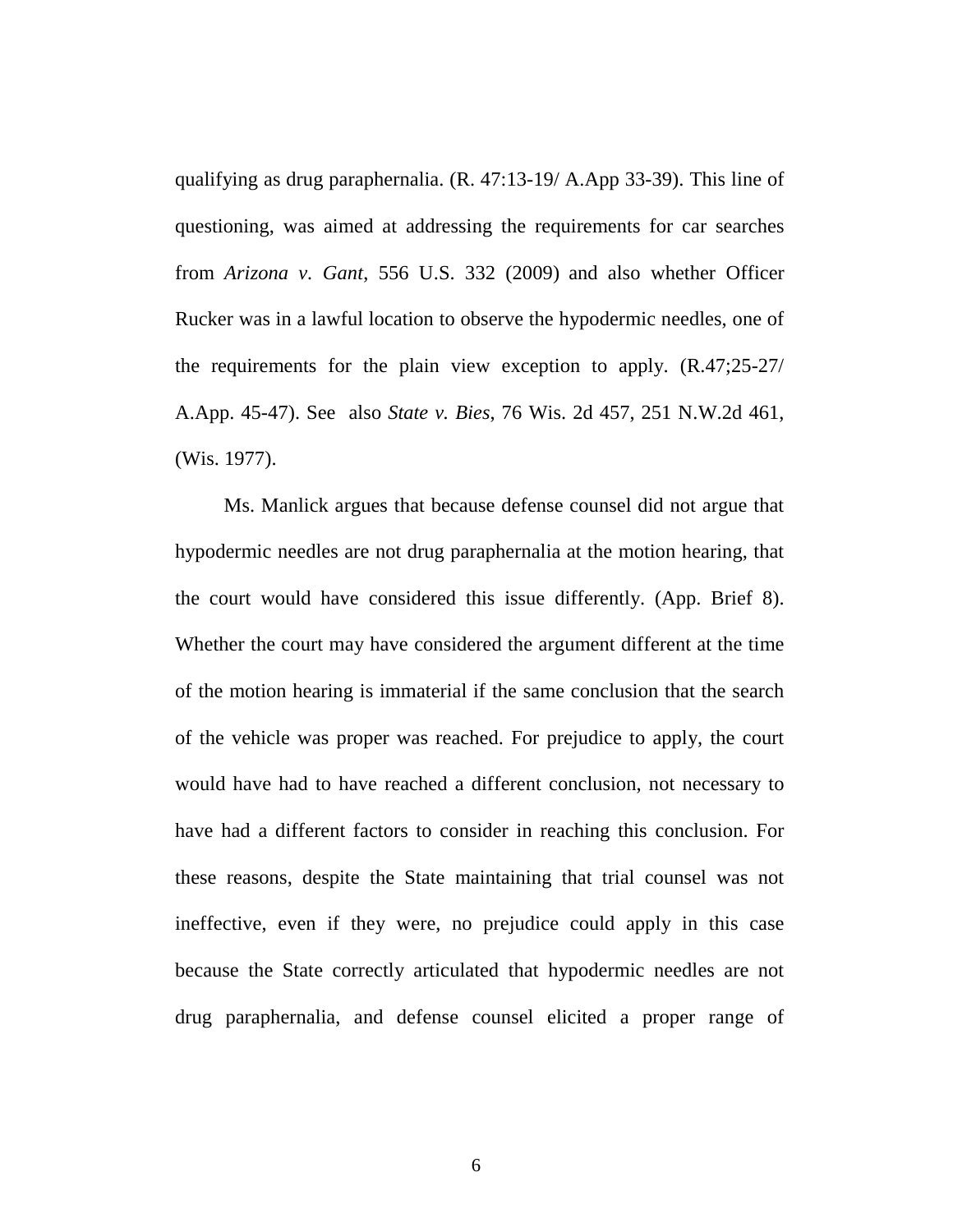qualifying as drug paraphernalia. (R. 47:13-19/ A.App 33-39). This line of questioning, was aimed at addressing the requirements for car searches from *Arizona v. Gant*, 556 U.S. 332 (2009) and also whether Officer Rucker was in a lawful location to observe the hypodermic needles, one of the requirements for the plain view exception to apply. (R.47;25-27/ A.App. 45-47). See also *State v. Bies*, 76 Wis. 2d 457, 251 N.W.2d 461, (Wis. 1977).

Ms. Manlick argues that because defense counsel did not argue that hypodermic needles are not drug paraphernalia at the motion hearing, that the court would have considered this issue differently. (App. Brief 8). Whether the court may have considered the argument different at the time of the motion hearing is immaterial if the same conclusion that the search of the vehicle was proper was reached. For prejudice to apply, the court would have had to have reached a different conclusion, not necessary to have had a different factors to consider in reaching this conclusion. For these reasons, despite the State maintaining that trial counsel was not ineffective, even if they were, no prejudice could apply in this case because the State correctly articulated that hypodermic needles are not drug paraphernalia, and defense counsel elicited a proper range of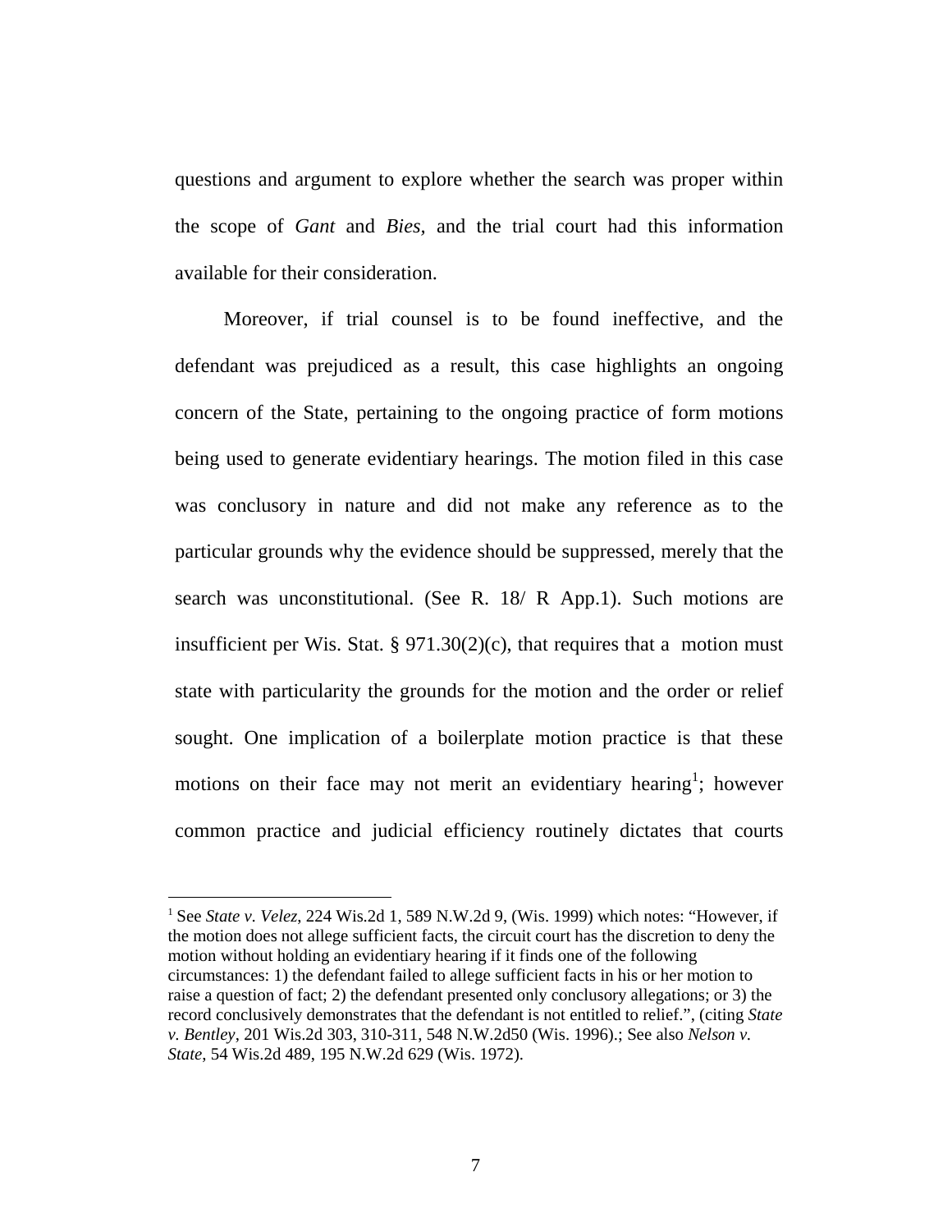questions and argument to explore whether the search was proper within the scope of *Gant* and *Bies*, and the trial court had this information available for their consideration.

Moreover, if trial counsel is to be found ineffective, and the defendant was prejudiced as a result, this case highlights an ongoing concern of the State, pertaining to the ongoing practice of form motions being used to generate evidentiary hearings. The motion filed in this case was conclusory in nature and did not make any reference as to the particular grounds why the evidence should be suppressed, merely that the search was unconstitutional. (See R. 18/ R App.1). Such motions are insufficient per Wis. Stat. § 971.30(2)(c), that requires that a motion must state with particularity the grounds for the motion and the order or relief sought. One implication of a boilerplate motion practice is that these motions on their face may not merit an evidentiary hearing[1]; however common practice and judicial efficiency routinely dictates that courts

---

[1] See *State v. Velez*, 224 Wis.2d 1, 589 N.W.2d 9, (Wis. 1999) which notes: "However, if the motion does not allege sufficient facts, the circuit court has the discretion to deny the motion without holding an evidentiary hearing if it finds one of the following circumstances: 1) the defendant failed to allege sufficient facts in his or her motion to raise a question of fact; 2) the defendant presented only conclusory allegations; or 3) the record conclusively demonstrates that the defendant is not entitled to relief.", (citing *State v. Bentley*, 201 Wis.2d 303, 310-311, 548 N.W.2d50 (Wis. 1996).; See also *Nelson v. State*, 54 Wis.2d 489, 195 N.W.2d 629 (Wis. 1972).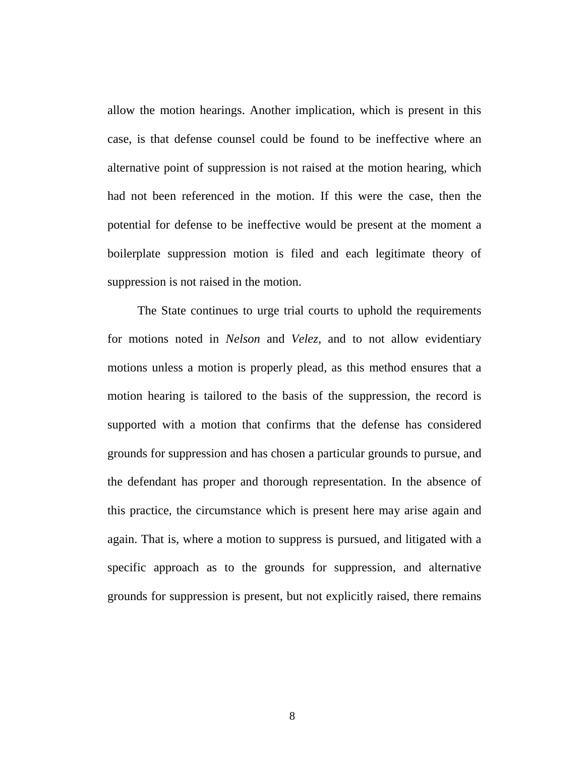allow the motion hearings. Another implication, which is present in this case, is that defense counsel could be found to be ineffective where an alternative point of suppression is not raised at the motion hearing, which had not been referenced in the motion. If this were the case, then the potential for defense to be ineffective would be present at the moment a boilerplate suppression motion is filed and each legitimate theory of suppression is not raised in the motion.

The State continues to urge trial courts to uphold the requirements for motions noted in *Nelson* and *Velez*, and to not allow evidentiary motions unless a motion is properly plead, as this method ensures that a motion hearing is tailored to the basis of the suppression, the record is supported with a motion that confirms that the defense has considered grounds for suppression and has chosen a particular grounds to pursue, and the defendant has proper and thorough representation. In the absence of this practice, the circumstance which is present here may arise again and again. That is, where a motion to suppress is pursued, and litigated with a specific approach as to the grounds for suppression, and alternative grounds for suppression is present, but not explicitly raised, there remains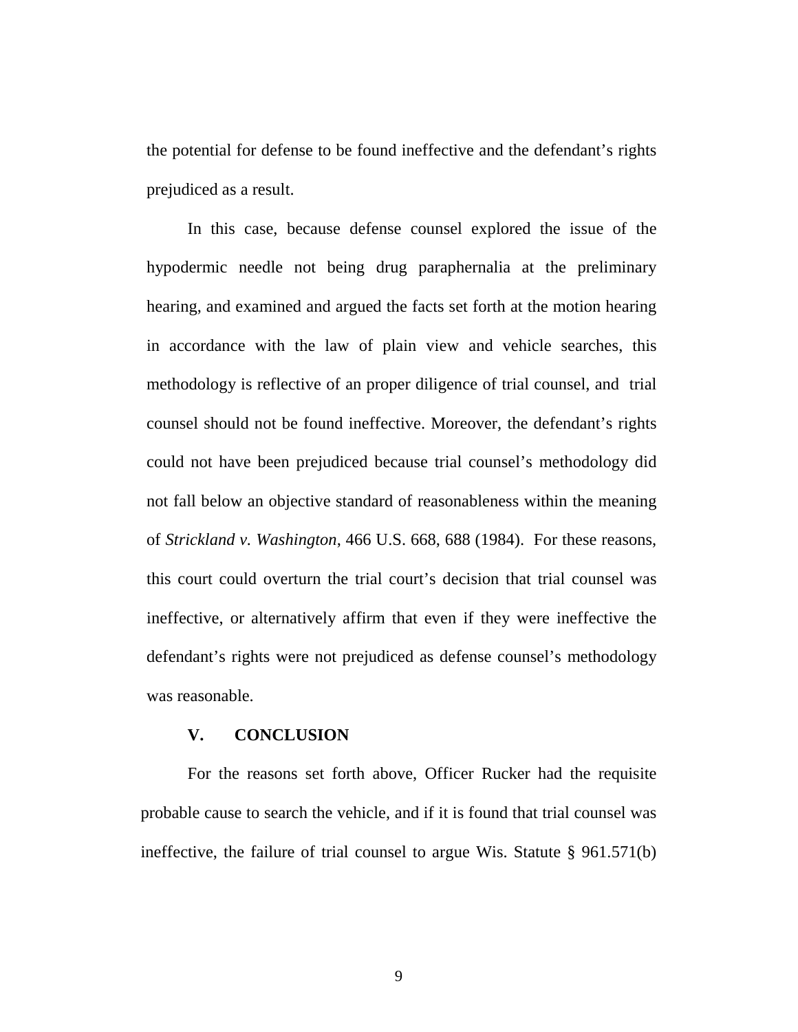the potential for defense to be found ineffective and the defendant's rights prejudiced as a result.

In this case, because defense counsel explored the issue of the hypodermic needle not being drug paraphernalia at the preliminary hearing, and examined and argued the facts set forth at the motion hearing in accordance with the law of plain view and vehicle searches, this methodology is reflective of an proper diligence of trial counsel, and trial counsel should not be found ineffective. Moreover, the defendant's rights could not have been prejudiced because trial counsel's methodology did not fall below an objective standard of reasonableness within the meaning of *Strickland v. Washington*, 466 U.S. 668, 688 (1984). For these reasons, this court could overturn the trial court's decision that trial counsel was ineffective, or alternatively affirm that even if they were ineffective the defendant's rights were not prejudiced as defense counsel's methodology was reasonable.

## V. CONCLUSION

For the reasons set forth above, Officer Rucker had the requisite probable cause to search the vehicle, and if it is found that trial counsel was ineffective, the failure of trial counsel to argue Wis. Statute § 961.571(b)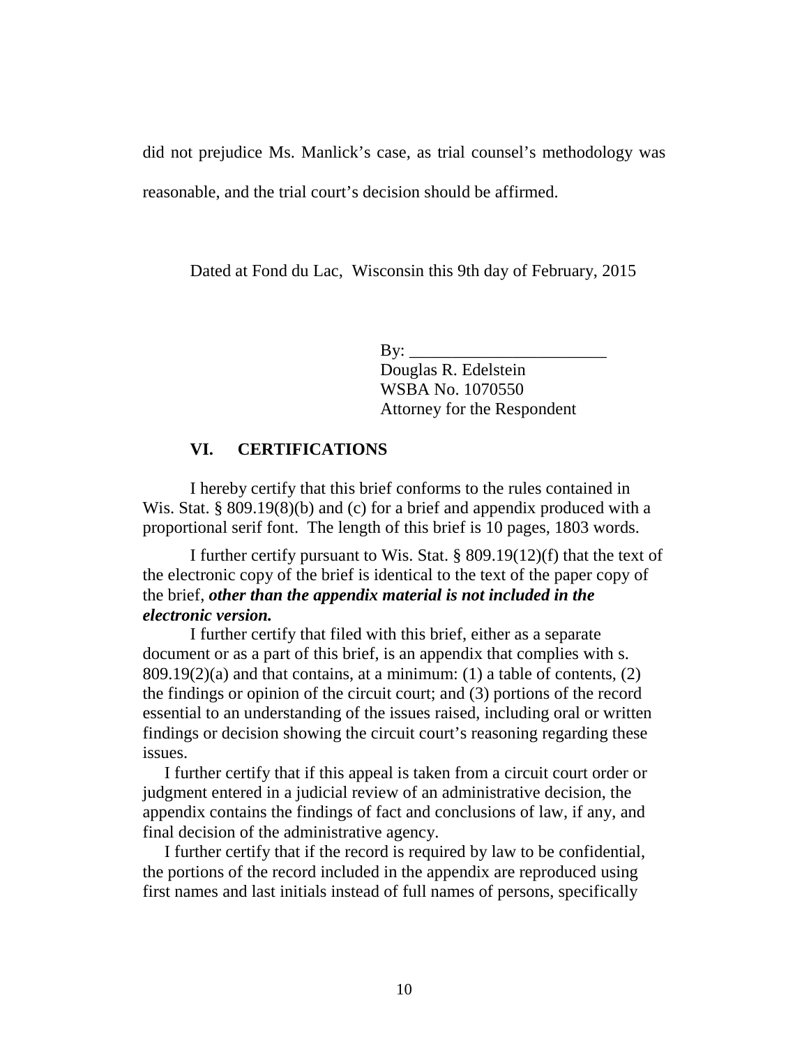did not prejudice Ms. Manlick's case, as trial counsel's methodology was reasonable, and the trial court's decision should be affirmed.

Dated at Fond du Lac, Wisconsin this 9th day of February, 2015

By: _______________________
Douglas R. Edelstein
WSBA No. 1070550
Attorney for the Respondent

## VI. CERTIFICATIONS

I hereby certify that this brief conforms to the rules contained in Wis. Stat. § 809.19(8)(b) and (c) for a brief and appendix produced with a proportional serif font. The length of this brief is 10 pages, 1803 words.

I further certify pursuant to Wis. Stat. § 809.19(12)(f) that the text of the electronic copy of the brief is identical to the text of the paper copy of the brief, ***other than the appendix material is not included in the electronic version.***

I further certify that filed with this brief, either as a separate document or as a part of this brief, is an appendix that complies with s. 809.19(2)(a) and that contains, at a minimum: (1) a table of contents, (2) the findings or opinion of the circuit court; and (3) portions of the record essential to an understanding of the issues raised, including oral or written findings or decision showing the circuit court's reasoning regarding these issues.

I further certify that if this appeal is taken from a circuit court order or judgment entered in a judicial review of an administrative decision, the appendix contains the findings of fact and conclusions of law, if any, and final decision of the administrative agency.

I further certify that if the record is required by law to be confidential, the portions of the record included in the appendix are reproduced using first names and last initials instead of full names of persons, specifically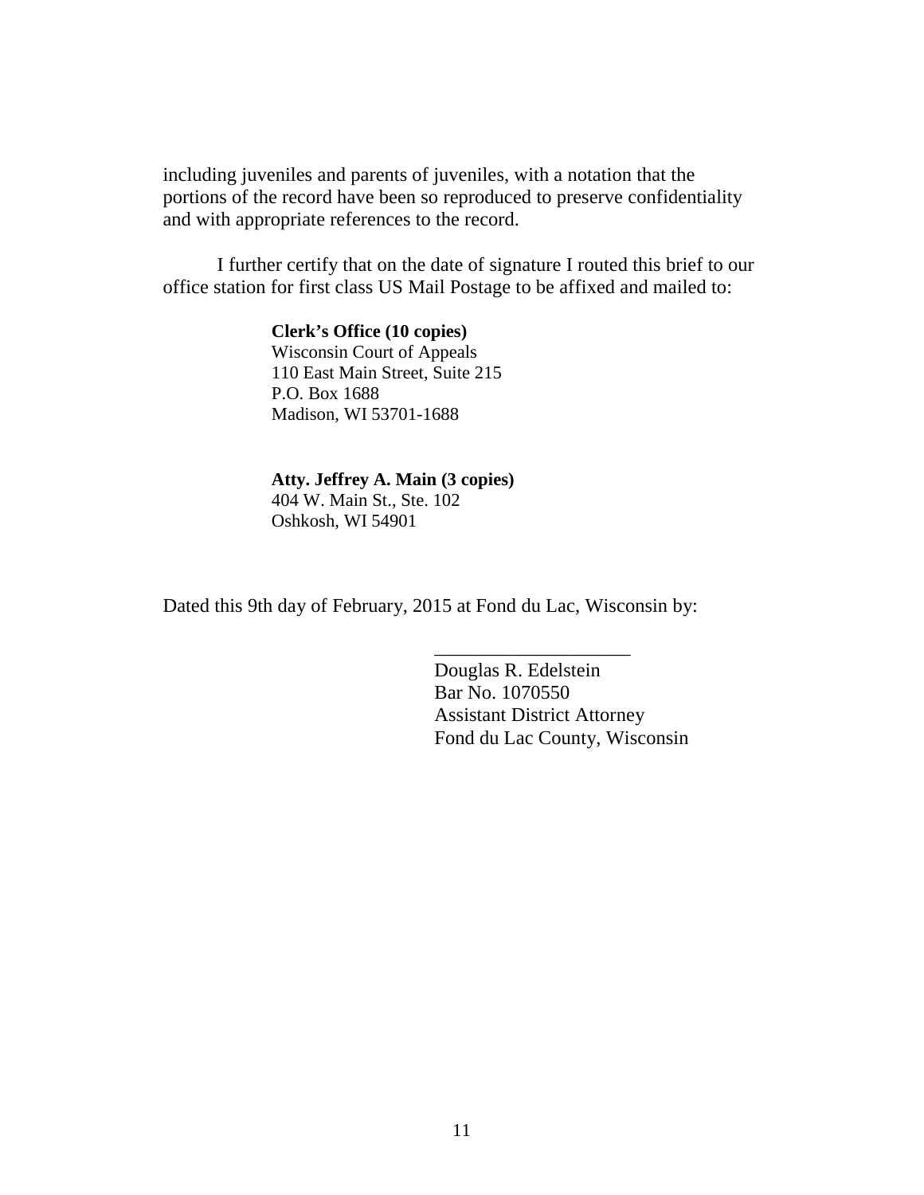including juveniles and parents of juveniles, with a notation that the portions of the record have been so reproduced to preserve confidentiality and with appropriate references to the record.

I further certify that on the date of signature I routed this brief to our office station for first class US Mail Postage to be affixed and mailed to:

**Clerk's Office (10 copies)**
Wisconsin Court of Appeals
110 East Main Street, Suite 215
P.O. Box 1688
Madison, WI 53701-1688

**Atty. Jeffrey A. Main (3 copies)**
404 W. Main St., Ste. 102
Oshkosh, WI 54901

Dated this 9th day of February, 2015 at Fond du Lac, Wisconsin by:

____________________
Douglas R. Edelstein
Bar No. 1070550
Assistant District Attorney
Fond du Lac County, Wisconsin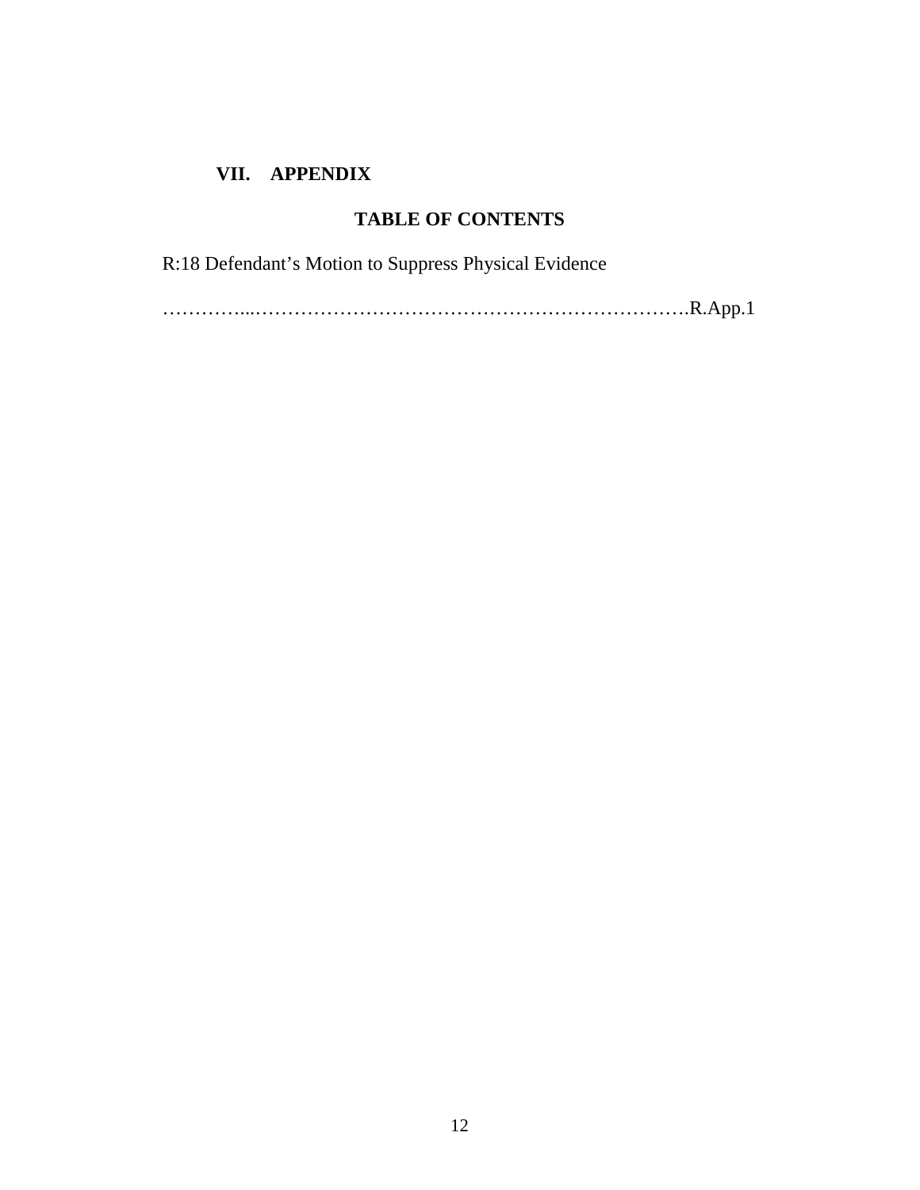## VII. APPENDIX

### TABLE OF CONTENTS

R:18 Defendant's Motion to Suppress Physical Evidence

…………...…………………………………………………………….R.App.1